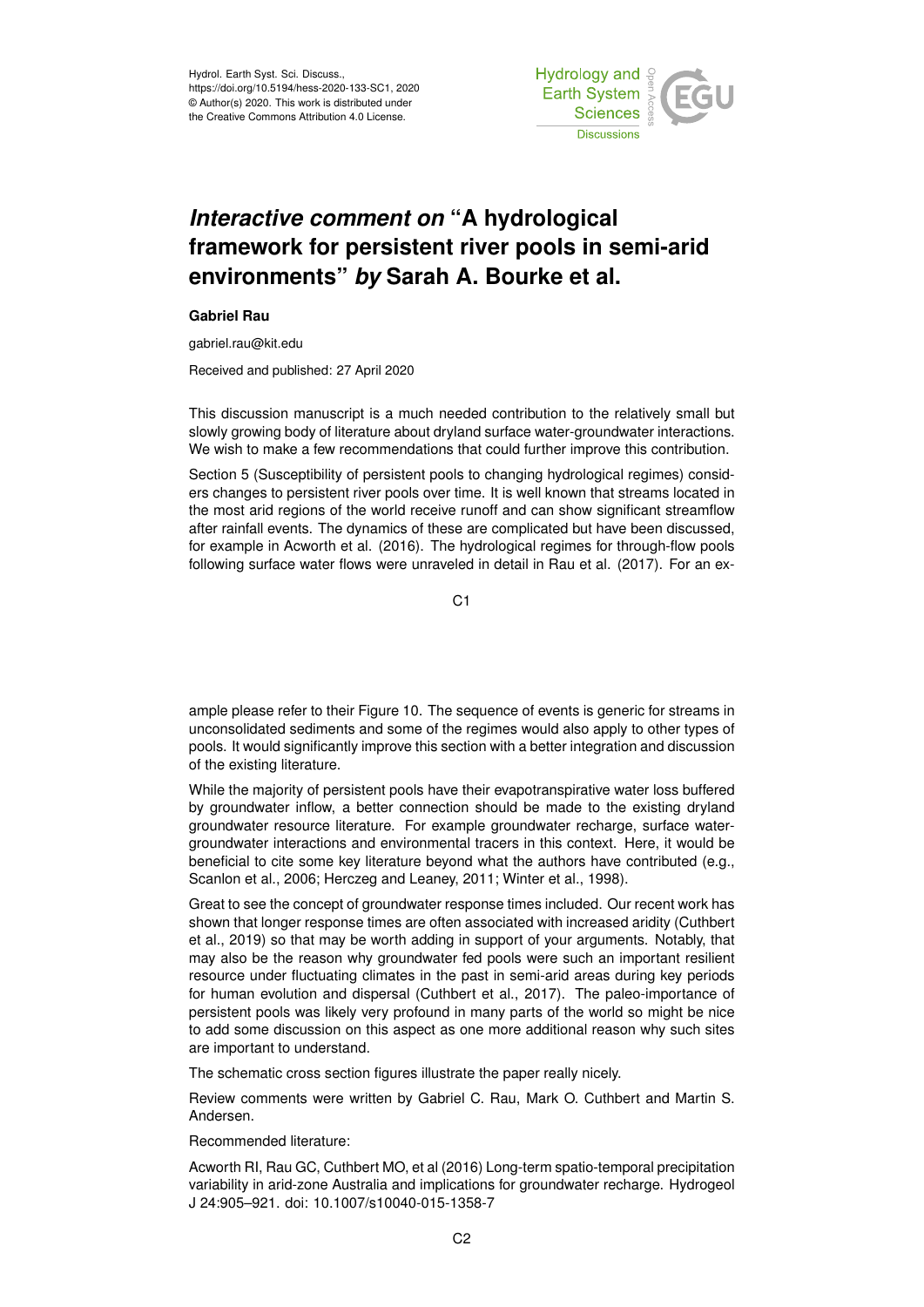# *Interactive comment on* "A hydrological framework for persistent river pools in semi-arid environments" *by* Sarah A. Bourke et al.

**Gabriel Rau**

gabriel.rau@kit.edu

Received and published: 27 April 2020

This discussion manuscript is a much needed contribution to the relatively small but slowly growing body of literature about dryland surface water-groundwater interactions. We wish to make a few recommendations that could further improve this contribution.

Section 5 (Susceptibility of persistent pools to changing hydrological regimes) considers changes to persistent river pools over time. It is well known that streams located in the most arid regions of the world receive runoff and can show significant streamflow after rainfall events. The dynamics of these are complicated but have been discussed, for example in Acworth et al. (2016). The hydrological regimes for through-flow pools following surface water flows were unraveled in detail in Rau et al. (2017). For an example please refer to their Figure 10. The sequence of events is generic for streams in unconsolidated sediments and some of the regimes would also apply to other types of pools. It would significantly improve this section with a better integration and discussion of the existing literature.

While the majority of persistent pools have their evapotranspirative water loss buffered by groundwater inflow, a better connection should be made to the existing dryland groundwater resource literature. For example groundwater recharge, surface water-groundwater interactions and environmental tracers in this context. Here, it would be beneficial to cite some key literature beyond what the authors have contributed (e.g., Scanlon et al., 2006; Herczeg and Leaney, 2011; Winter et al., 1998).

Great to see the concept of groundwater response times included. Our recent work has shown that longer response times are often associated with increased aridity (Cuthbert et al., 2019) so that may be worth adding in support of your arguments. Notably, that may also be the reason why groundwater fed pools were such an important resilient resource under fluctuating climates in the past in semi-arid areas during key periods for human evolution and dispersal (Cuthbert et al., 2017). The paleo-importance of persistent pools was likely very profound in many parts of the world so might be nice to add some discussion on this aspect as one more additional reason why such sites are important to understand.

The schematic cross section figures illustrate the paper really nicely.

Review comments were written by Gabriel C. Rau, Mark O. Cuthbert and Martin S. Andersen.

Recommended literature:

Acworth RI, Rau GC, Cuthbert MO, et al (2016) Long-term spatio-temporal precipitation variability in arid-zone Australia and implications for groundwater recharge. Hydrogeol J 24:905–921. doi: 10.1007/s10040-015-1358-7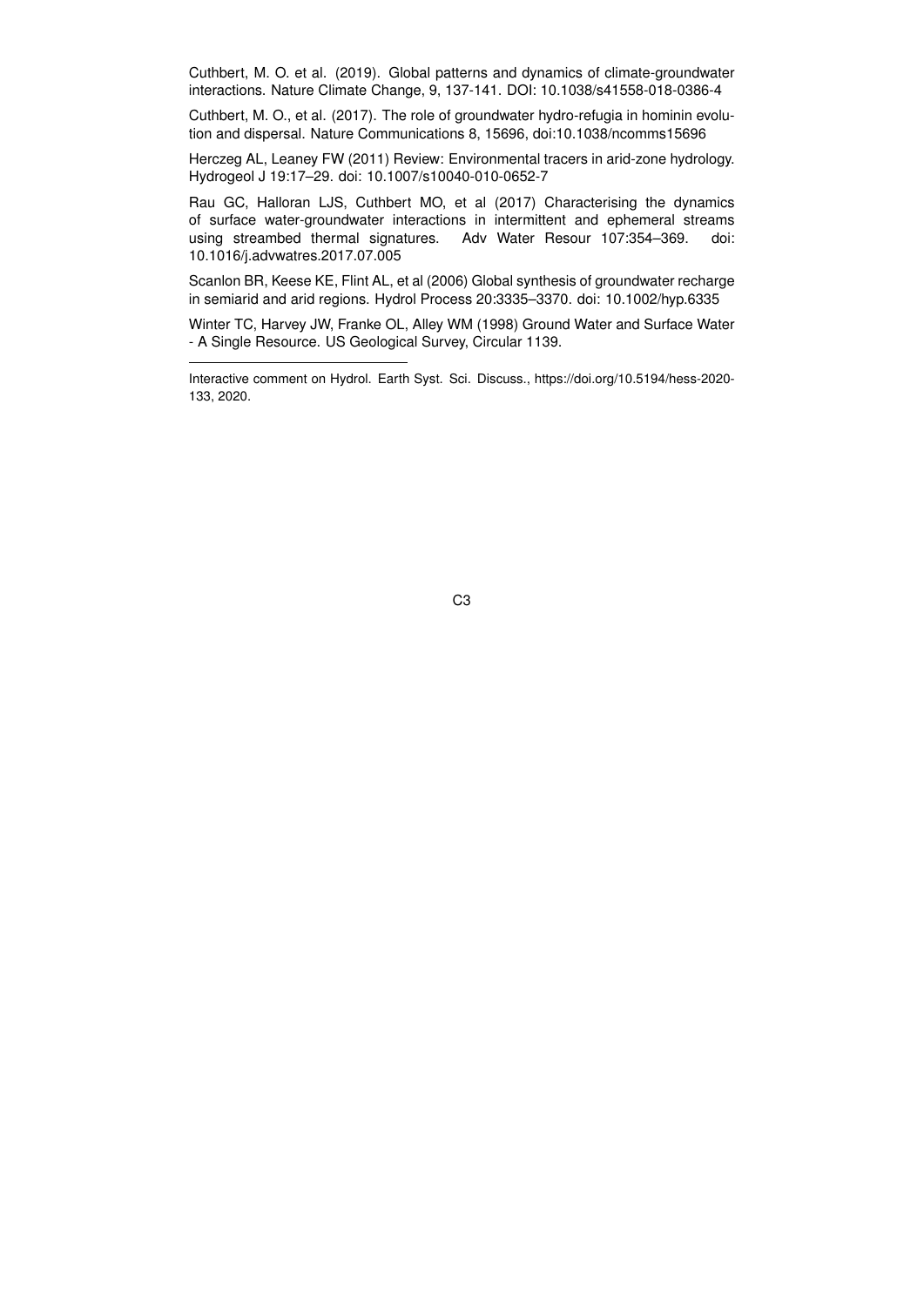Cuthbert, M. O. et al. (2019). Global patterns and dynamics of climate-groundwater interactions. Nature Climate Change, 9, 137-141. DOI: 10.1038/s41558-018-0386-4

Cuthbert, M. O., et al. (2017). The role of groundwater hydro-refugia in hominin evolution and dispersal. Nature Communications 8, 15696, doi:10.1038/ncomms15696

Herczeg AL, Leaney FW (2011) Review: Environmental tracers in arid-zone hydrology. Hydrogeol J 19:17–29. doi: 10.1007/s10040-010-0652-7

Rau GC, Halloran LJS, Cuthbert MO, et al (2017) Characterising the dynamics of surface water-groundwater interactions in intermittent and ephemeral streams using streambed thermal signatures. Adv Water Resour 107:354–369. doi: 10.1016/j.advwatres.2017.07.005

Scanlon BR, Keese KE, Flint AL, et al (2006) Global synthesis of groundwater recharge in semiarid and arid regions. Hydrol Process 20:3335–3370. doi: 10.1002/hyp.6335

Winter TC, Harvey JW, Franke OL, Alley WM (1998) Ground Water and Surface Water - A Single Resource. US Geological Survey, Circular 1139.

---

Interactive comment on Hydrol. Earth Syst. Sci. Discuss., https://doi.org/10.5194/hess-2020-133, 2020.